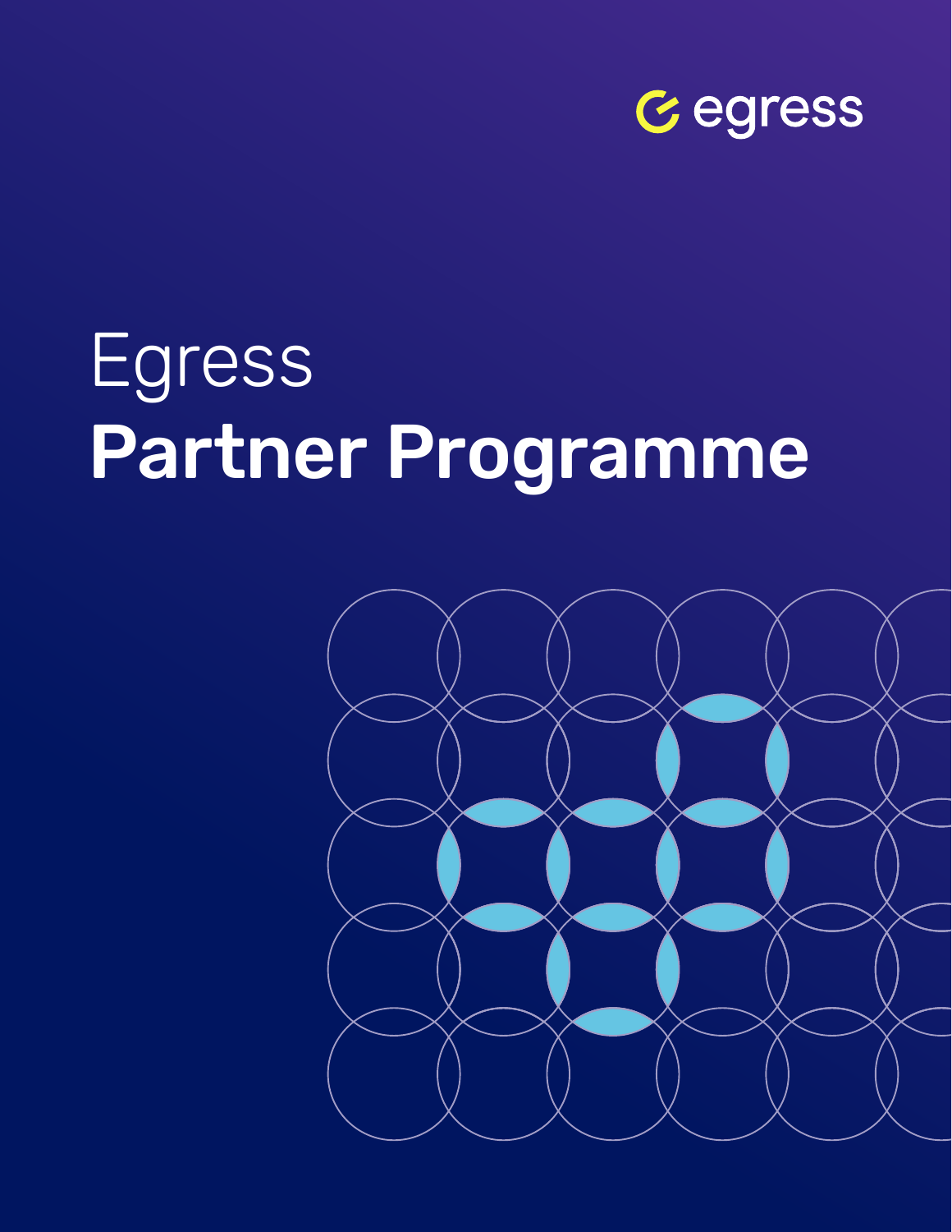egress

# Egress
# **Partner Programme**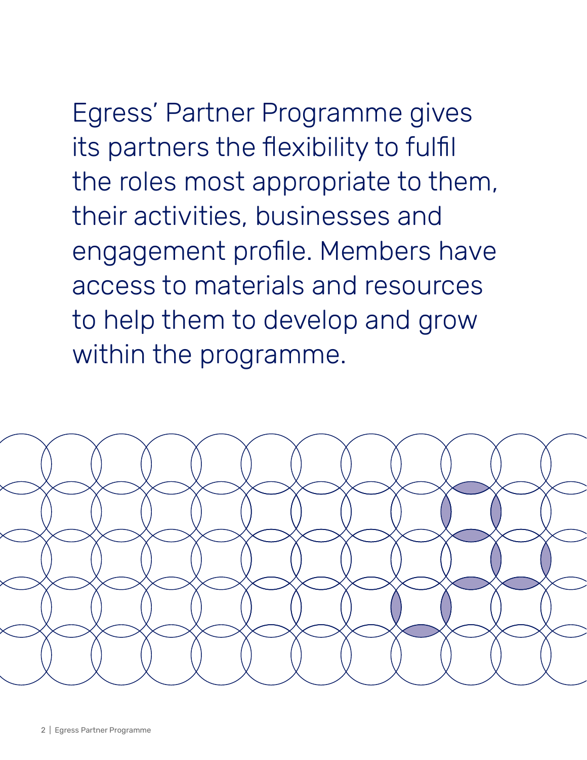Egress' Partner Programme gives its partners the flexibility to fulfil the roles most appropriate to them, their activities, businesses and engagement profile. Members have access to materials and resources to help them to develop and grow within the programme.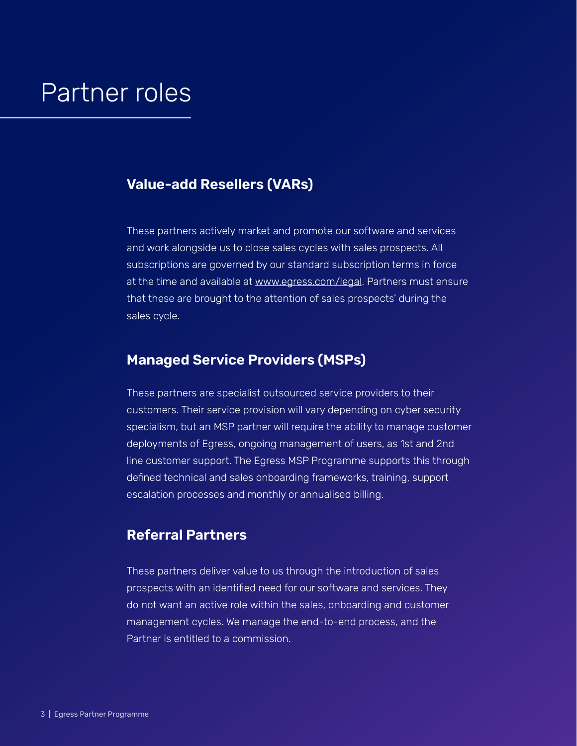# Partner roles

## Value-add Resellers (VARs)

These partners actively market and promote our software and services and work alongside us to close sales cycles with sales prospects. All subscriptions are governed by our standard subscription terms in force at the time and available at [www.egress.com/legal](http://www.egress.com/legal). Partners must ensure that these are brought to the attention of sales prospects' during the sales cycle.

## Managed Service Providers (MSPs)

These partners are specialist outsourced service providers to their customers. Their service provision will vary depending on cyber security specialism, but an MSP partner will require the ability to manage customer deployments of Egress, ongoing management of users, as 1st and 2nd line customer support. The Egress MSP Programme supports this through defined technical and sales onboarding frameworks, training, support escalation processes and monthly or annualised billing.

## Referral Partners

These partners deliver value to us through the introduction of sales prospects with an identified need for our software and services. They do not want an active role within the sales, onboarding and customer management cycles. We manage the end-to-end process, and the Partner is entitled to a commission.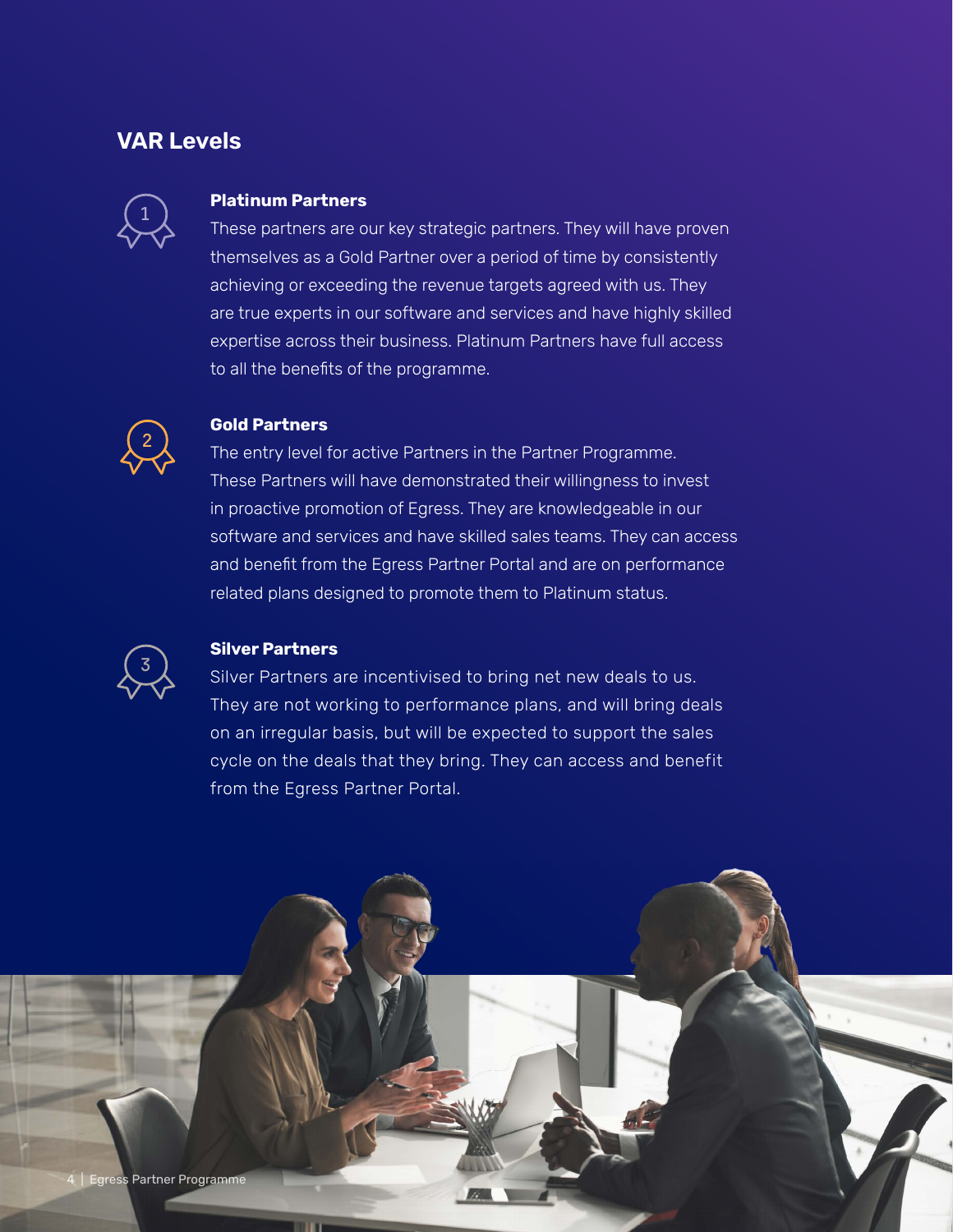## VAR Levels

### Platinum Partners

These partners are our key strategic partners. They will have proven themselves as a Gold Partner over a period of time by consistently achieving or exceeding the revenue targets agreed with us. They are true experts in our software and services and have highly skilled expertise across their business. Platinum Partners have full access to all the benefits of the programme.

### Gold Partners

The entry level for active Partners in the Partner Programme. These Partners will have demonstrated their willingness to invest in proactive promotion of Egress. They are knowledgeable in our software and services and have skilled sales teams. They can access and benefit from the Egress Partner Portal and are on performance related plans designed to promote them to Platinum status.

### Silver Partners

Silver Partners are incentivised to bring net new deals to us. They are not working to performance plans, and will bring deals on an irregular basis, but will be expected to support the sales cycle on the deals that they bring. They can access and benefit from the Egress Partner Portal.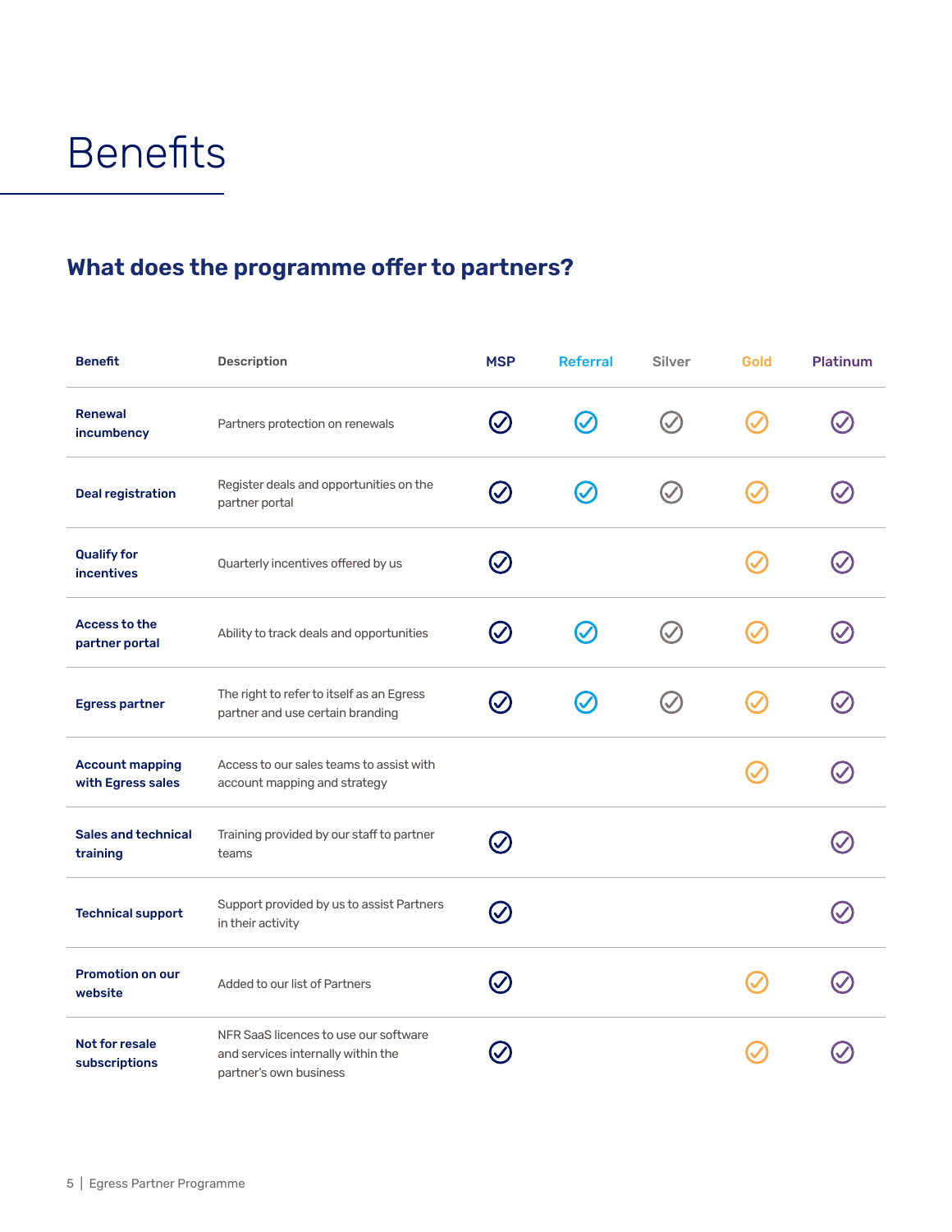# Benefits

## What does the programme offer to partners?

| Benefit | Description | MSP | Referral | Silver | Gold | Platinum |
|---|---|---|---|---|---|---|
| **Renewal incumbency** | Partners protection on renewals | ✓ | ✓ | ✓ | ✓ | ✓ |
| **Deal registration** | Register deals and opportunities on the partner portal | ✓ | ✓ | ✓ | ✓ | ✓ |
| **Qualify for incentives** | Quarterly incentives offered by us | ✓ | | | ✓ | ✓ |
| **Access to the partner portal** | Ability to track deals and opportunities | ✓ | ✓ | ✓ | ✓ | ✓ |
| **Egress partner** | The right to refer to itself as an Egress partner and use certain branding | ✓ | ✓ | ✓ | ✓ | ✓ |
| **Account mapping with Egress sales** | Access to our sales teams to assist with account mapping and strategy | | | | ✓ | ✓ |
| **Sales and technical training** | Training provided by our staff to partner teams | ✓ | | | | ✓ |
| **Technical support** | Support provided by us to assist Partners in their activity | ✓ | | | | ✓ |
| **Promotion on our website** | Added to our list of Partners | ✓ | | | ✓ | ✓ |
| **Not for resale subscriptions** | NFR SaaS licences to use our software and services internally within the partner's own business | ✓ | | | ✓ | ✓ |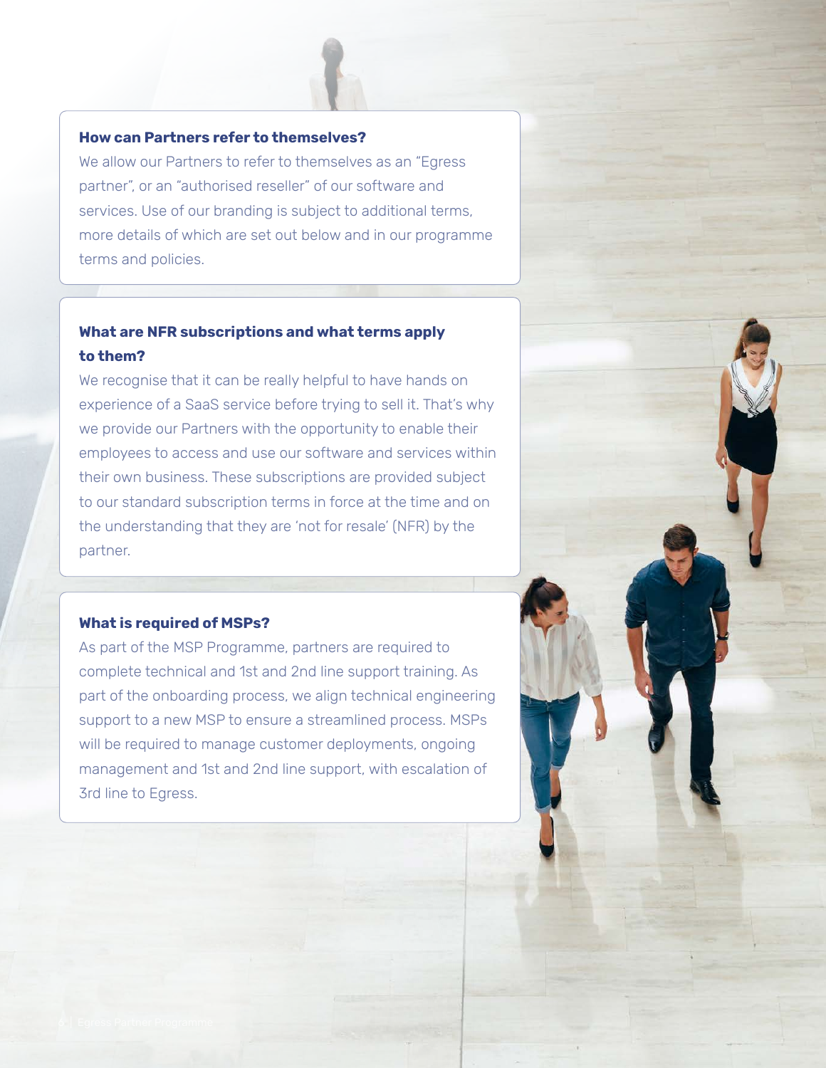### How can Partners refer to themselves?

We allow our Partners to refer to themselves as an "Egress partner", or an "authorised reseller" of our software and services. Use of our branding is subject to additional terms, more details of which are set out below and in our programme terms and policies.

### What are NFR subscriptions and what terms apply to them?

We recognise that it can be really helpful to have hands on experience of a SaaS service before trying to sell it. That's why we provide our Partners with the opportunity to enable their employees to access and use our software and services within their own business. These subscriptions are provided subject to our standard subscription terms in force at the time and on the understanding that they are 'not for resale' (NFR) by the partner.

### What is required of MSPs?

As part of the MSP Programme, partners are required to complete technical and 1st and 2nd line support training. As part of the onboarding process, we align technical engineering support to a new MSP to ensure a streamlined process. MSPs will be required to manage customer deployments, ongoing management and 1st and 2nd line support, with escalation of 3rd line to Egress.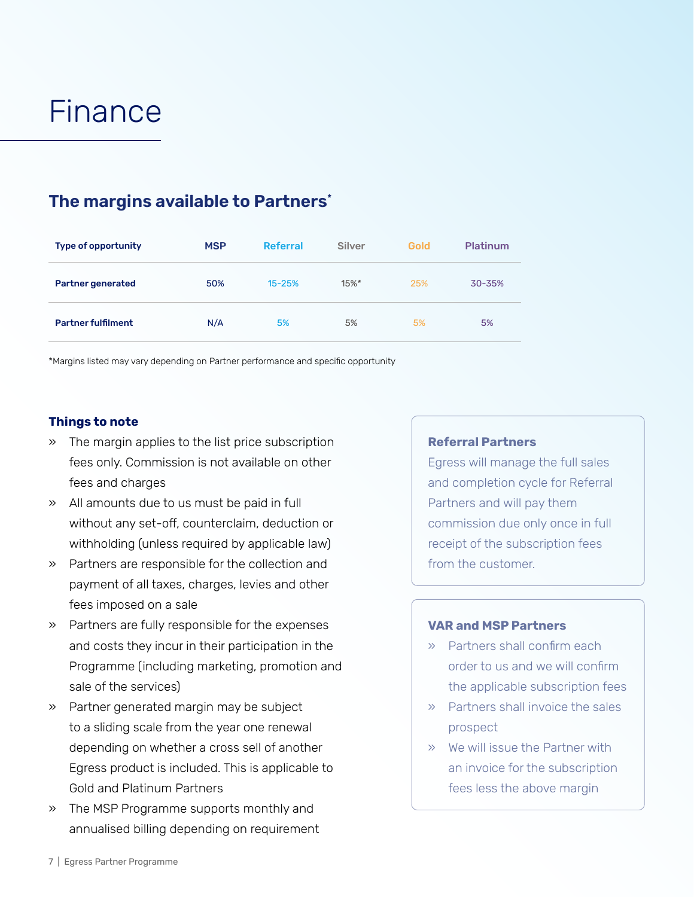# Finance

## The margins available to Partners*

| Type of opportunity | MSP | Referral | Silver | Gold | Platinum |
|---|---|---|---|---|---|
| **Partner generated** | 50% | 15-25% | 15%* | 25% | 30-35% |
| **Partner fulfilment** | N/A | 5% | 5% | 5% | 5% |

*Margins listed may vary depending on Partner performance and specific opportunity

### Things to note

- The margin applies to the list price subscription fees only. Commission is not available on other fees and charges
- All amounts due to us must be paid in full without any set-off, counterclaim, deduction or withholding (unless required by applicable law)
- Partners are responsible for the collection and payment of all taxes, charges, levies and other fees imposed on a sale
- Partners are fully responsible for the expenses and costs they incur in their participation in the Programme (including marketing, promotion and sale of the services)
- Partner generated margin may be subject to a sliding scale from the year one renewal depending on whether a cross sell of another Egress product is included. This is applicable to Gold and Platinum Partners
- The MSP Programme supports monthly and annualised billing depending on requirement

### Referral Partners

Egress will manage the full sales and completion cycle for Referral Partners and will pay them commission due only once in full receipt of the subscription fees from the customer.

### VAR and MSP Partners

- Partners shall confirm each order to us and we will confirm the applicable subscription fees
- Partners shall invoice the sales prospect
- We will issue the Partner with an invoice for the subscription fees less the above margin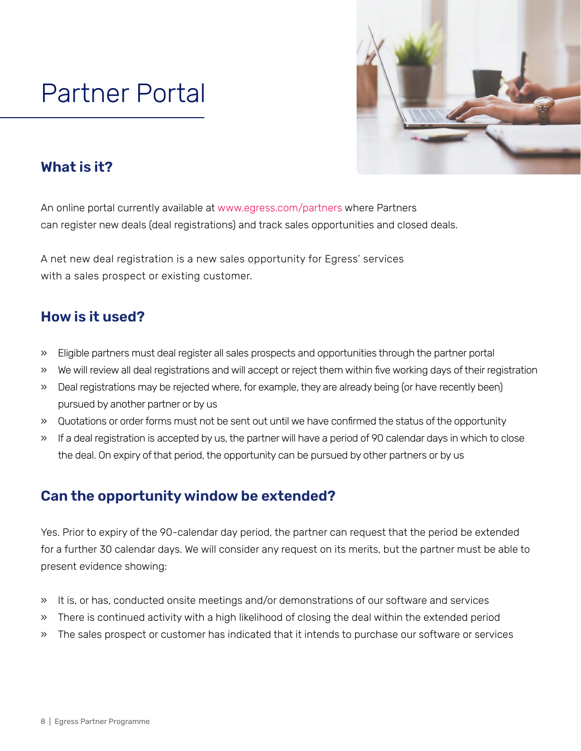# Partner Portal

## What is it?

An online portal currently available at www.egress.com/partners where Partners can register new deals (deal registrations) and track sales opportunities and closed deals.

A net new deal registration is a new sales opportunity for Egress' services with a sales prospect or existing customer.

## How is it used?

- Eligible partners must deal register all sales prospects and opportunities through the partner portal
- We will review all deal registrations and will accept or reject them within five working days of their registration
- Deal registrations may be rejected where, for example, they are already being (or have recently been) pursued by another partner or by us
- Quotations or order forms must not be sent out until we have confirmed the status of the opportunity
- If a deal registration is accepted by us, the partner will have a period of 90 calendar days in which to close the deal. On expiry of that period, the opportunity can be pursued by other partners or by us

## Can the opportunity window be extended?

Yes. Prior to expiry of the 90-calendar day period, the partner can request that the period be extended for a further 30 calendar days. We will consider any request on its merits, but the partner must be able to present evidence showing:

- It is, or has, conducted onsite meetings and/or demonstrations of our software and services
- There is continued activity with a high likelihood of closing the deal within the extended period
- The sales prospect or customer has indicated that it intends to purchase our software or services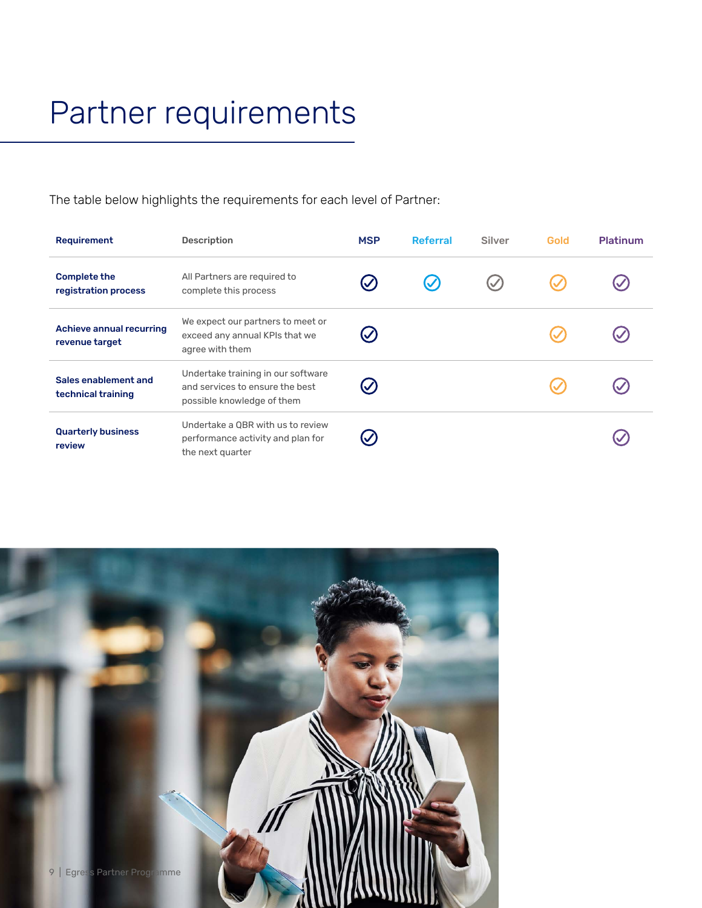# Partner requirements

The table below highlights the requirements for each level of Partner:

| Requirement | Description | MSP | Referral | Silver | Gold | Platinum |
|---|---|---|---|---|---|---|
| **Complete the registration process** | All Partners are required to complete this process | ✓ | ✓ | ✓ | ✓ | ✓ |
| **Achieve annual recurring revenue target** | We expect our partners to meet or exceed any annual KPIs that we agree with them | ✓ | | | ✓ | ✓ |
| **Sales enablement and technical training** | Undertake training in our software and services to ensure the best possible knowledge of them | ✓ | | | ✓ | ✓ |
| **Quarterly business review** | Undertake a QBR with us to review performance activity and plan for the next quarter | ✓ | | | | ✓ |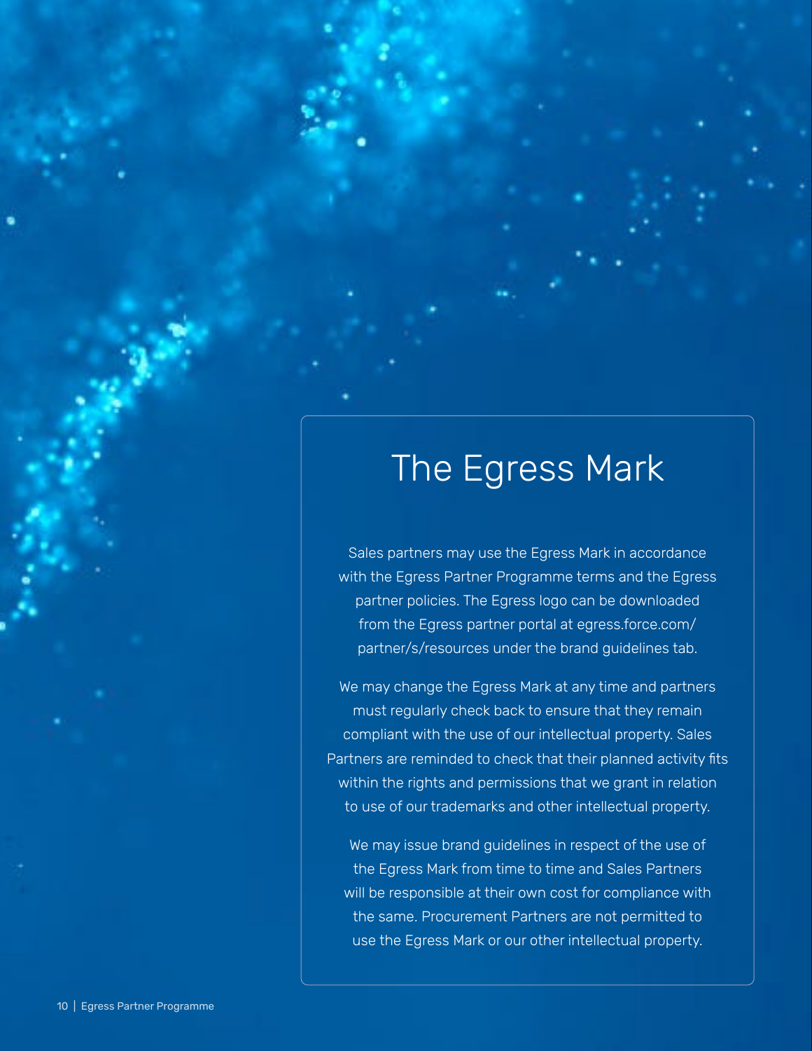# The Egress Mark

Sales partners may use the Egress Mark in accordance with the Egress Partner Programme terms and the Egress partner policies. The Egress logo can be downloaded from the Egress partner portal at egress.force.com/partner/s/resources under the brand guidelines tab.

We may change the Egress Mark at any time and partners must regularly check back to ensure that they remain compliant with the use of our intellectual property. Sales Partners are reminded to check that their planned activity fits within the rights and permissions that we grant in relation to use of our trademarks and other intellectual property.

We may issue brand guidelines in respect of the use of the Egress Mark from time to time and Sales Partners will be responsible at their own cost for compliance with the same. Procurement Partners are not permitted to use the Egress Mark or our other intellectual property.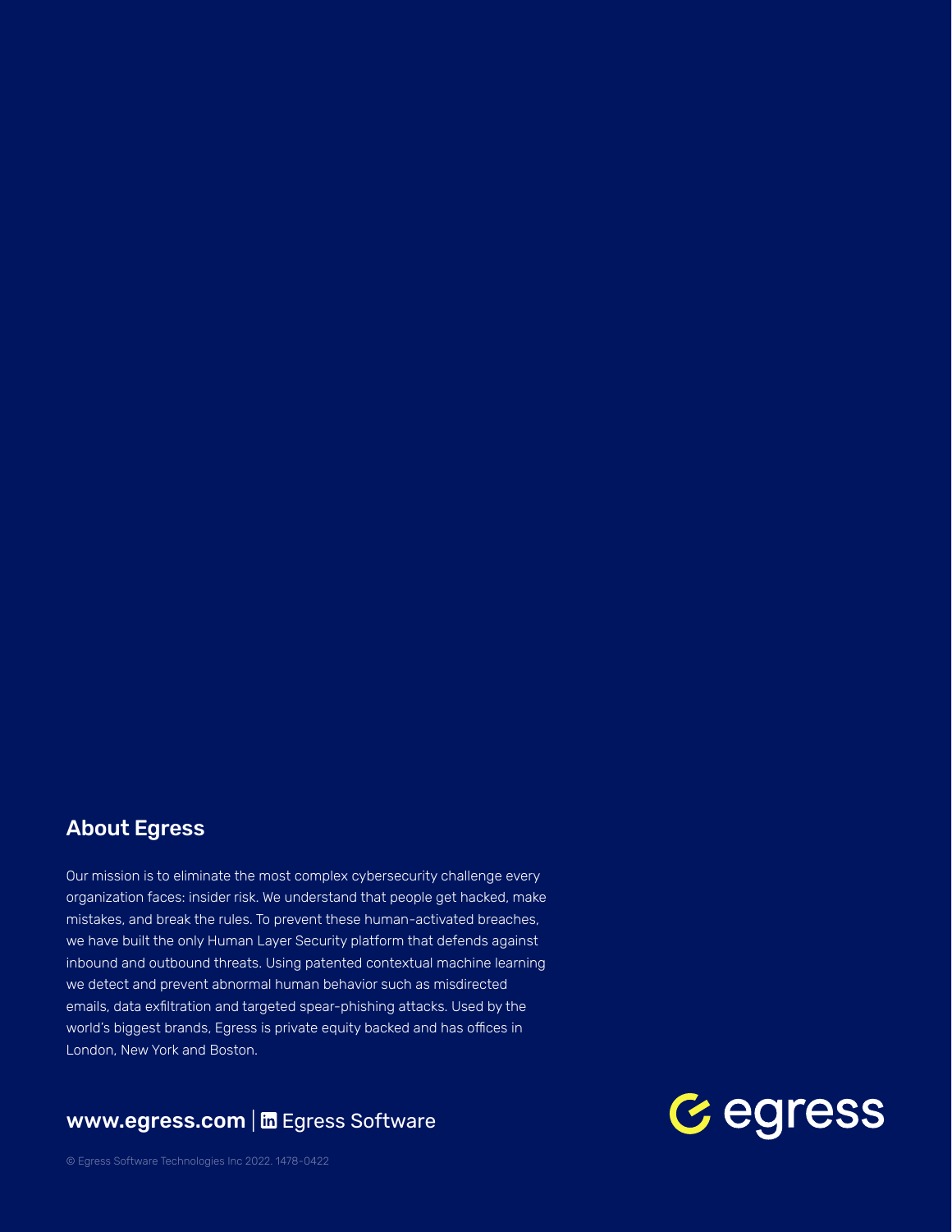## About Egress

Our mission is to eliminate the most complex cybersecurity challenge every organization faces: insider risk. We understand that people get hacked, make mistakes, and break the rules. To prevent these human-activated breaches, we have built the only Human Layer Security platform that defends against inbound and outbound threats. Using patented contextual machine learning we detect and prevent abnormal human behavior such as misdirected emails, data exfiltration and targeted spear-phishing attacks. Used by the world's biggest brands, Egress is private equity backed and has offices in London, New York and Boston.

**www.egress.com** | Egress Software

egress

© Egress Software Technologies Inc 2022. 1478-0422